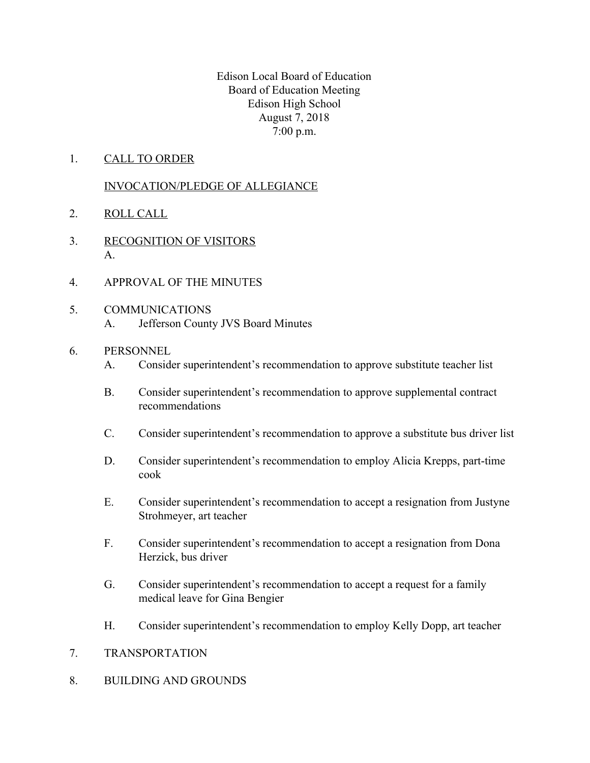Edison Local Board of Education
Board of Education Meeting
Edison High School
August 7, 2018
7:00 p.m.

1. CALL TO ORDER

   INVOCATION/PLEDGE OF ALLEGIANCE

2. ROLL CALL

3. RECOGNITION OF VISITORS
   A.

4. APPROVAL OF THE MINUTES

5. COMMUNICATIONS
   A. Jefferson County JVS Board Minutes

6. PERSONNEL
   A. Consider superintendent's recommendation to approve substitute teacher list

   B. Consider superintendent's recommendation to approve supplemental contract recommendations

   C. Consider superintendent's recommendation to approve a substitute bus driver list

   D. Consider superintendent's recommendation to employ Alicia Krepps, part-time cook

   E. Consider superintendent's recommendation to accept a resignation from Justyne Strohmeyer, art teacher

   F. Consider superintendent's recommendation to accept a resignation from Dona Herzick, bus driver

   G. Consider superintendent's recommendation to accept a request for a family medical leave for Gina Bengier

   H. Consider superintendent's recommendation to employ Kelly Dopp, art teacher

7. TRANSPORTATION

8. BUILDING AND GROUNDS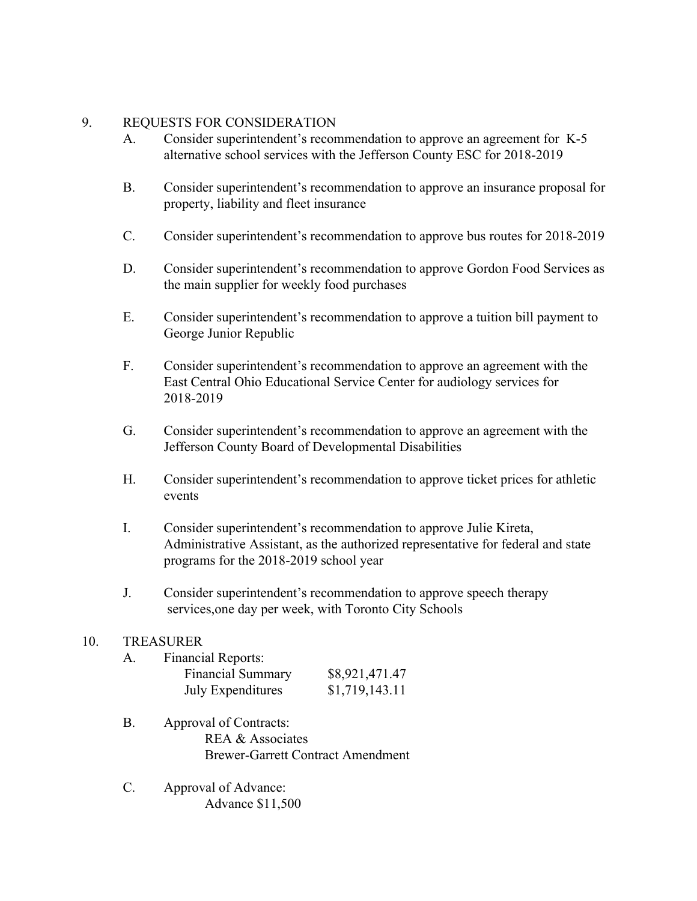9. REQUESTS FOR CONSIDERATION

   A. Consider superintendent's recommendation to approve an agreement for K-5 alternative school services with the Jefferson County ESC for 2018-2019

   B. Consider superintendent's recommendation to approve an insurance proposal for property, liability and fleet insurance

   C. Consider superintendent's recommendation to approve bus routes for 2018-2019

   D. Consider superintendent's recommendation to approve Gordon Food Services as the main supplier for weekly food purchases

   E. Consider superintendent's recommendation to approve a tuition bill payment to George Junior Republic

   F. Consider superintendent's recommendation to approve an agreement with the East Central Ohio Educational Service Center for audiology services for 2018-2019

   G. Consider superintendent's recommendation to approve an agreement with the Jefferson County Board of Developmental Disabilities

   H. Consider superintendent's recommendation to approve ticket prices for athletic events

   I. Consider superintendent's recommendation to approve Julie Kireta, Administrative Assistant, as the authorized representative for federal and state programs for the 2018-2019 school year

   J. Consider superintendent's recommendation to approve speech therapy services,one day per week, with Toronto City Schools

10. TREASURER

   A. Financial Reports:

      | | |
      |---|---|
      | Financial Summary | $8,921,471.47 |
      | July Expenditures | $1,719,143.11 |

   B. Approval of Contracts:

      REA & Associates

      Brewer-Garrett Contract Amendment

   C. Approval of Advance:

      Advance $11,500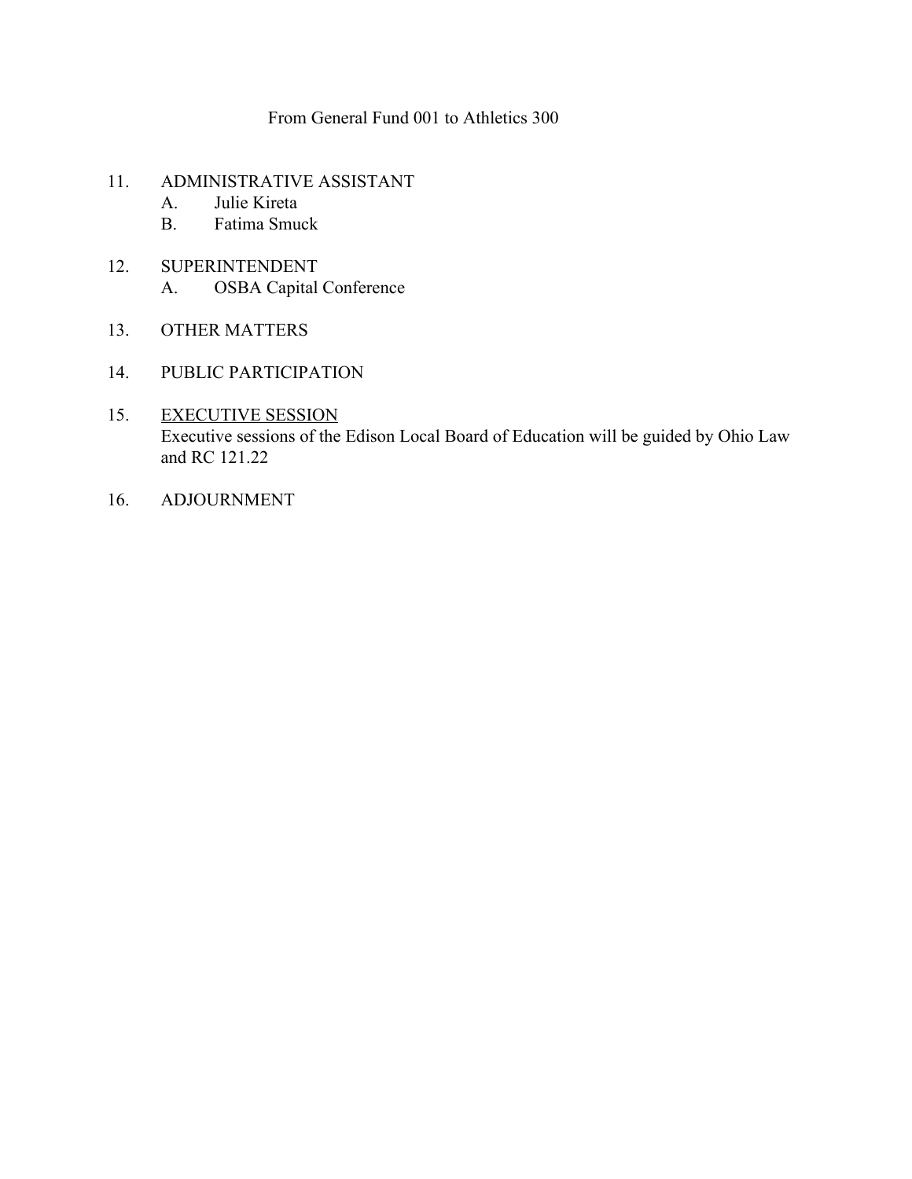From General Fund 001 to Athletics 300

11. ADMINISTRATIVE ASSISTANT
    A. Julie Kireta
    B. Fatima Smuck

12. SUPERINTENDENT
    A. OSBA Capital Conference

13. OTHER MATTERS

14. PUBLIC PARTICIPATION

15. <u>EXECUTIVE SESSION</u>
    Executive sessions of the Edison Local Board of Education will be guided by Ohio Law and RC 121.22

16. ADJOURNMENT